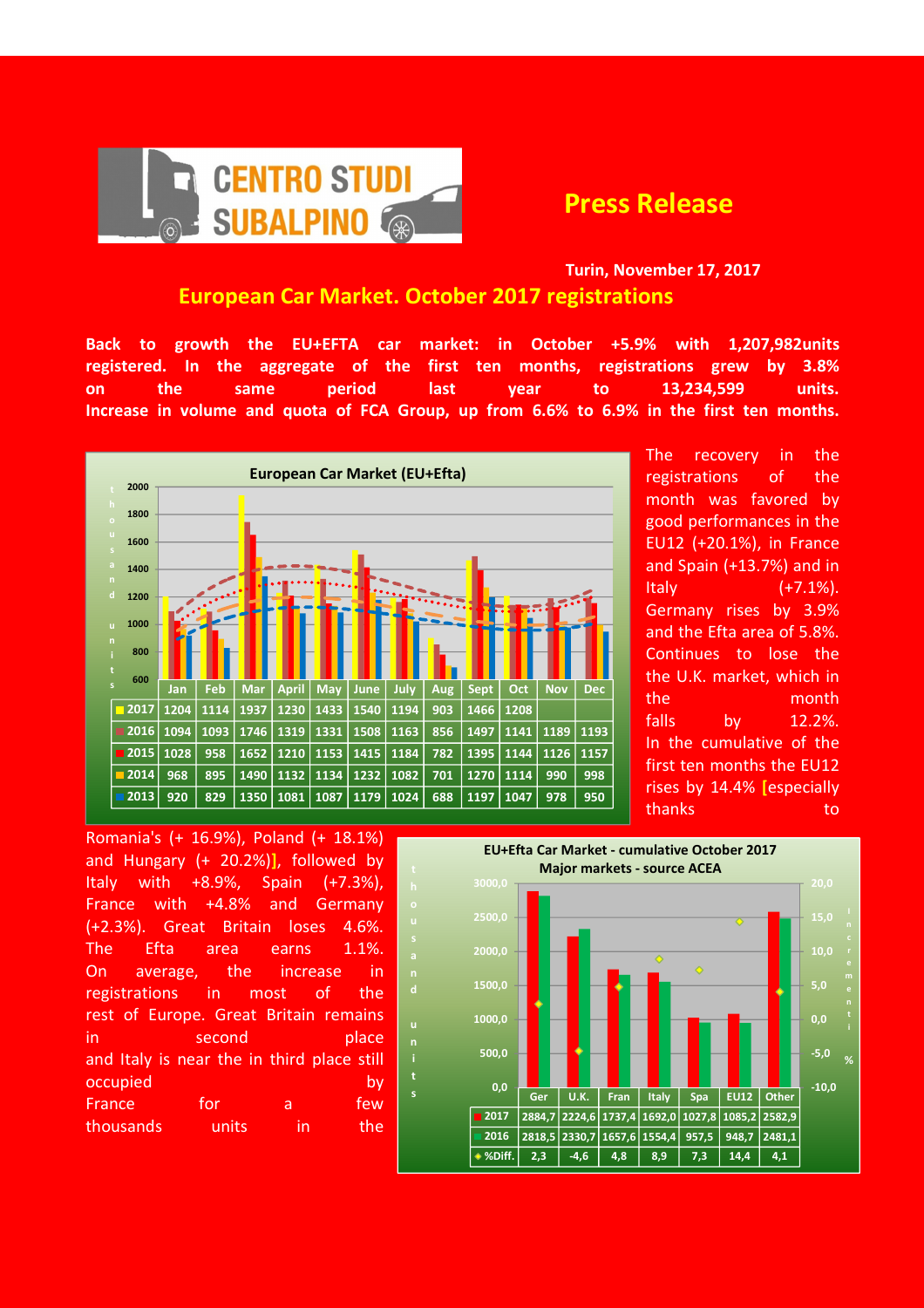# CENTRO STUDI SUBALPINO

## Press Release

**Turin, November 17, 2017**

## European Car Market. October 2017 registrations

**Back to growth the EU+EFTA car market: in October +5.9% with 1,207,982units registered. In the aggregate of the first ten months, registrations grew by 3.8% on the same period last year to 13,234,599 units. Increase in volume and quota of FCA Group, up from 6.6% to 6.9% in the first ten months.**

**European Car Market (EU+Efta)** (thousand units)

| | Jan | Feb | Mar | April | May | June | July | Aug | Sept | Oct | Nov | Dec |
|---|---|---|---|---|---|---|---|---|---|---|---|---|
| 2017 | 1204 | 1114 | 1937 | 1230 | 1433 | 1540 | 1194 | 903 | 1466 | 1208 | | |
| 2016 | 1094 | 1093 | 1746 | 1319 | 1331 | 1508 | 1163 | 856 | 1497 | 1141 | 1189 | 1193 |
| 2015 | 1028 | 958 | 1652 | 1210 | 1153 | 1415 | 1184 | 782 | 1395 | 1144 | 1126 | 1157 |
| 2014 | 968 | 895 | 1490 | 1132 | 1134 | 1232 | 1082 | 701 | 1270 | 1114 | 990 | 998 |
| 2013 | 920 | 829 | 1350 | 1081 | 1087 | 1179 | 1024 | 688 | 1197 | 1047 | 978 | 950 |

The recovery in the registrations of the month was favored by good performances in the EU12 (+20.1%), in France and Spain (+13.7%) and in Italy (+7.1%). Germany rises by 3.9% and the Efta area of 5.8%. Continues to lose the the U.K. market, which in the month falls by 12.2%. In the cumulative of the first ten months the EU12 rises by 14.4% [especially thanks to Romania's (+ 16.9%), Poland (+ 18.1%) and Hungary (+ 20.2%)], followed by Italy with +8.9%, Spain (+7.3%), France with +4.8% and Germany (+2.3%). Great Britain loses 4.6%. The Efta area earns 1.1%. On average, the increase in registrations in most of the rest of Europe. Great Britain remains in second place and Italy is near the in third place still occupied by France for a few thousands units in the

**EU+Efta Car Market - cumulative October 2017**
**Major markets - source ACEA** (thousand units / increment %)

| | Ger | U.K. | Fran | Italy | Spa | EU12 | Other |
|---|---|---|---|---|---|---|---|
| 2017 | 2884,7 | 2224,6 | 1737,4 | 1692,0 | 1027,8 | 1085,2 | 2582,9 |
| 2016 | 2818,5 | 2330,7 | 1657,6 | 1554,4 | 957,5 | 948,7 | 2481,1 |
| %Diff. | 2,3 | -4,6 | 4,8 | 8,9 | 7,3 | 14,4 | 4,1 |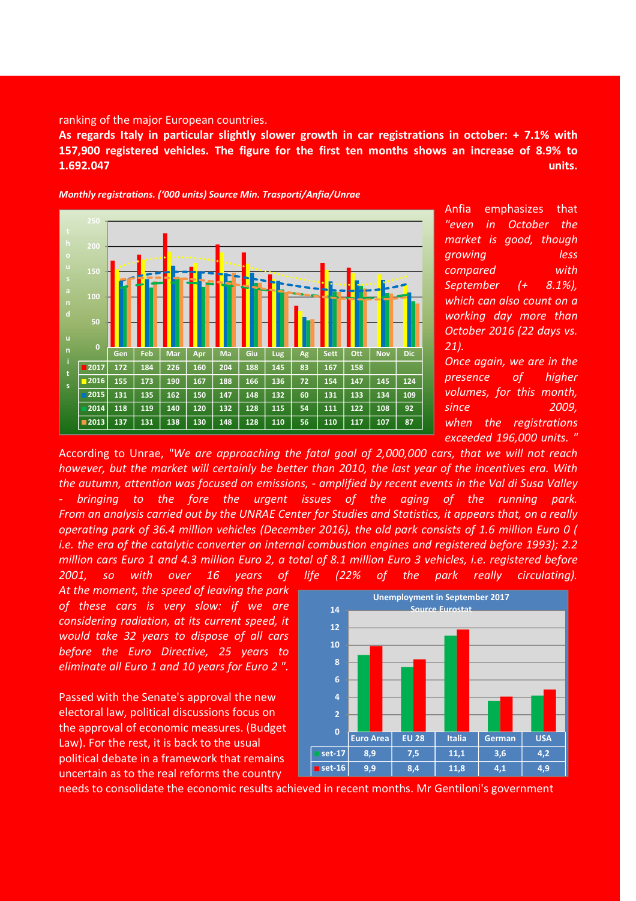ranking of the major European countries.

**As regards Italy in particular slightly slower growth in car registrations in october: + 7.1% with 157,900 registered vehicles. The figure for the first ten months shows an increase of 8.9% to 1.692.047 units.**

***Monthly registrations. ('000 units) Source Min. Trasporti/Anfia/Unrae***

| | Gen | Feb | Mar | Apr | Ma | Giu | Lug | Ag | Sett | Ott | Nov | Dic |
|---|---|---|---|---|---|---|---|---|---|---|---|---|
| 2017 | 172 | 184 | 226 | 160 | 204 | 188 | 145 | 83 | 167 | 158 | | |
| 2016 | 155 | 173 | 190 | 167 | 188 | 166 | 136 | 72 | 154 | 147 | 145 | 124 |
| 2015 | 131 | 135 | 162 | 150 | 147 | 148 | 132 | 60 | 131 | 133 | 134 | 109 |
| 2014 | 118 | 119 | 140 | 120 | 132 | 128 | 115 | 54 | 111 | 122 | 108 | 92 |
| 2013 | 137 | 131 | 138 | 130 | 148 | 128 | 110 | 56 | 110 | 117 | 107 | 87 |

*Anfia emphasizes that "even in October the market is good, though growing less compared with September (+ 8.1%), which can also count on a working day more than October 2016 (22 days vs. 21).*

*Once again, we are in the presence of higher volumes, for this month, since 2009, when the registrations exceeded 196,000 units. "*

According to Unrae, *"We are approaching the fatal goal of 2,000,000 cars, that we will not reach however, but the market will certainly be better than 2010, the last year of the incentives era. With the autumn, attention was focused on emissions, - amplified by recent events in the Val di Susa Valley - bringing to the fore the urgent issues of the aging of the running park. From an analysis carried out by the UNRAE Center for Studies and Statistics, it appears that, on a really operating park of 36.4 million vehicles (December 2016), the old park consists of 1.6 million Euro 0 ( i.e. the era of the catalytic converter on internal combustion engines and registered before 1993); 2.2 million cars Euro 1 and 4.3 million Euro 2, a total of 8.1 million Euro 3 vehicles, i.e. registered before 2001, so with over 16 years of life (22% of the park really circulating). At the moment, the speed of leaving the park of these cars is very slow: if we are considering radiation, at its current speed, it would take 32 years to dispose of all cars before the Euro Directive, 25 years to eliminate all Euro 1 and 10 years for Euro 2 ".*

**Unemployment in September 2017**
**Source Eurostat**

| | Euro Area | EU 28 | Italia | German | USA |
|---|---|---|---|---|---|
| set-17 | 8,9 | 7,5 | 11,1 | 3,6 | 4,2 |
| set-16 | 9,9 | 8,4 | 11,8 | 4,1 | 4,9 |

Passed with the Senate's approval the new electoral law, political discussions focus on the approval of economic measures. (Budget Law). For the rest, it is back to the usual political debate in a framework that remains uncertain as to the real reforms the country needs to consolidate the economic results achieved in recent months. Mr Gentiloni's government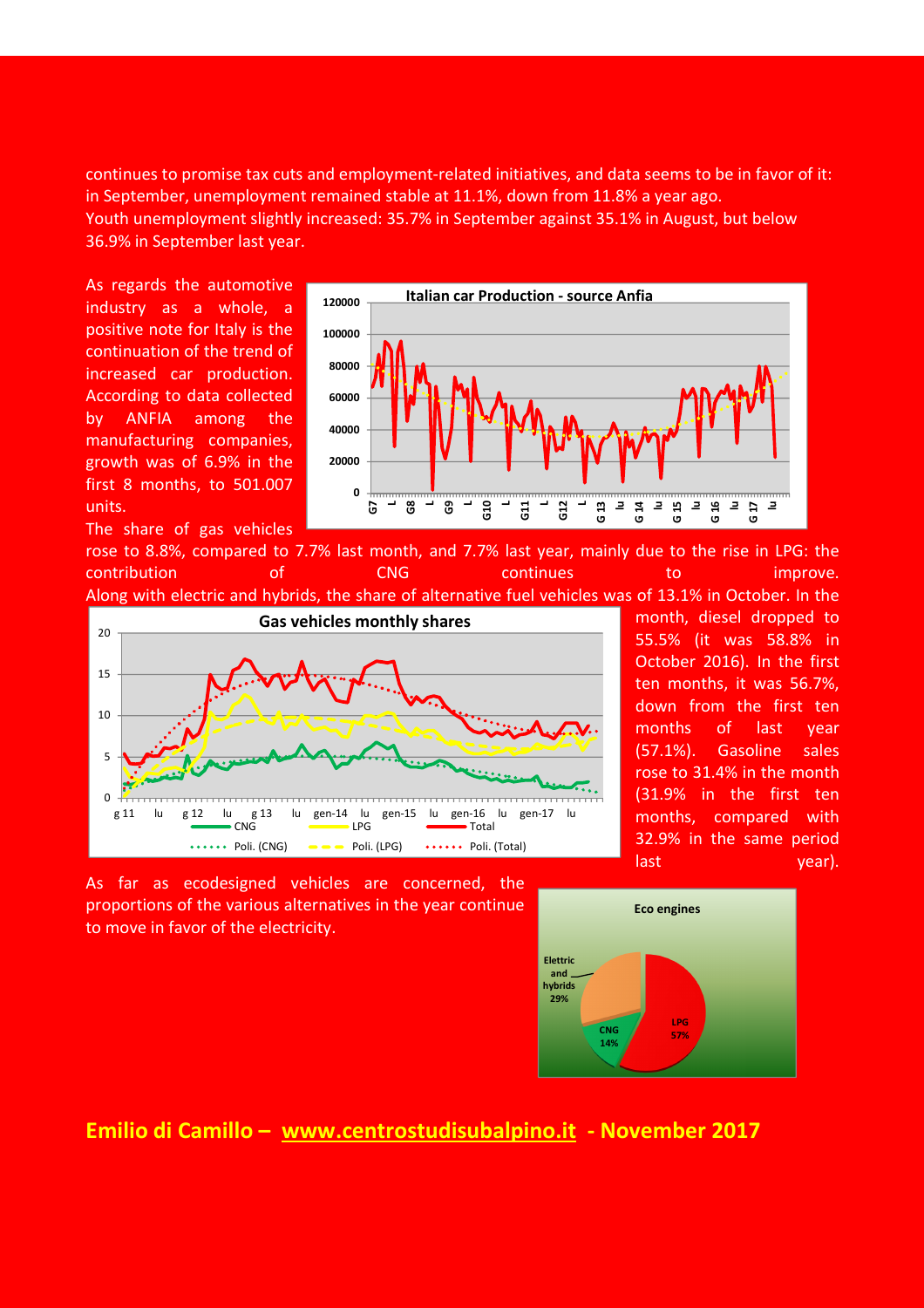continues to promise tax cuts and employment-related initiatives, and data seems to be in favor of it: in September, unemployment remained stable at 11.1%, down from 11.8% a year ago.
Youth unemployment slightly increased: 35.7% in September against 35.1% in August, but below 36.9% in September last year.

As regards the automotive industry as a whole, a positive note for Italy is the continuation of the trend of increased car production. According to data collected by ANFIA among the manufacturing companies, growth was of 6.9% in the first 8 months, to 501.007 units.

Italian car Production - source Anfia

120000
100000
80000
60000
40000
20000
0

G7 l G8 l G9 l G10 l G11 l G12 l G 13 lu G 14 lu G 15 lu G 16 lu G 17 lu

The share of gas vehicles rose to 8.8%, compared to 7.7% last month, and 7.7% last year, mainly due to the rise in LPG: the contribution of CNG continues to improve.
Along with electric and hybrids, the share of alternative fuel vehicles was of 13.1% in October. In the month, diesel dropped to 55.5% (it was 58.8% in October 2016). In the first ten months, it was 56.7%, down from the first ten months of last year (57.1%). Gasoline sales rose to 31.4% in the month (31.9% in the first ten months, compared with 32.9% in the same period last year).

Gas vehicles monthly shares

20
15
10
5
0

g 11 lu g 12 lu g 13 lu gen-14 lu gen-15 lu gen-16 lu gen-17 lu

CNG LPG Total
Poli. (CNG) Poli. (LPG) Poli. (Total)

As far as ecodesigned vehicles are concerned, the proportions of the various alternatives in the year continue to move in favor of the electricity.

Eco engines

Elettric and hybrids 29%
CNG 14%
LPG 57%

**Emilio di Camillo – www.centrostudisubalpino.it - November 2017**